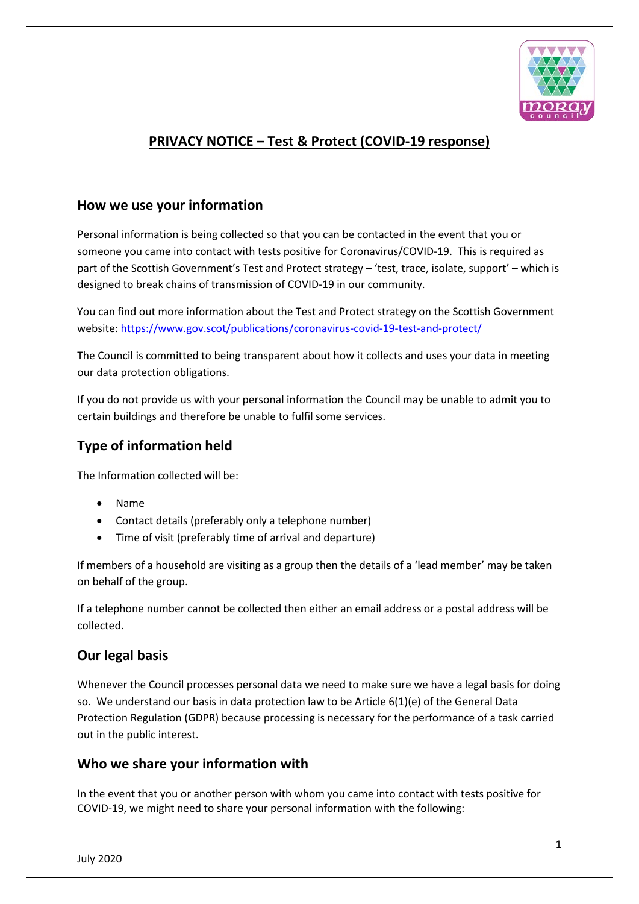# PRIVACY NOTICE – Test & Protect (COVID-19 response)

## How we use your information

Personal information is being collected so that you can be contacted in the event that you or someone you came into contact with tests positive for Coronavirus/COVID-19. This is required as part of the Scottish Government's Test and Protect strategy – 'test, trace, isolate, support' – which is designed to break chains of transmission of COVID-19 in our community.

You can find out more information about the Test and Protect strategy on the Scottish Government website: https://www.gov.scot/publications/coronavirus-covid-19-test-and-protect/

The Council is committed to being transparent about how it collects and uses your data in meeting our data protection obligations.

If you do not provide us with your personal information the Council may be unable to admit you to certain buildings and therefore be unable to fulfil some services.

## Type of information held

The Information collected will be:

- Name
- Contact details (preferably only a telephone number)
- Time of visit (preferably time of arrival and departure)

If members of a household are visiting as a group then the details of a 'lead member' may be taken on behalf of the group.

If a telephone number cannot be collected then either an email address or a postal address will be collected.

## Our legal basis

Whenever the Council processes personal data we need to make sure we have a legal basis for doing so. We understand our basis in data protection law to be Article 6(1)(e) of the General Data Protection Regulation (GDPR) because processing is necessary for the performance of a task carried out in the public interest.

## Who we share your information with

In the event that you or another person with whom you came into contact with tests positive for COVID-19, we might need to share your personal information with the following:

July 2020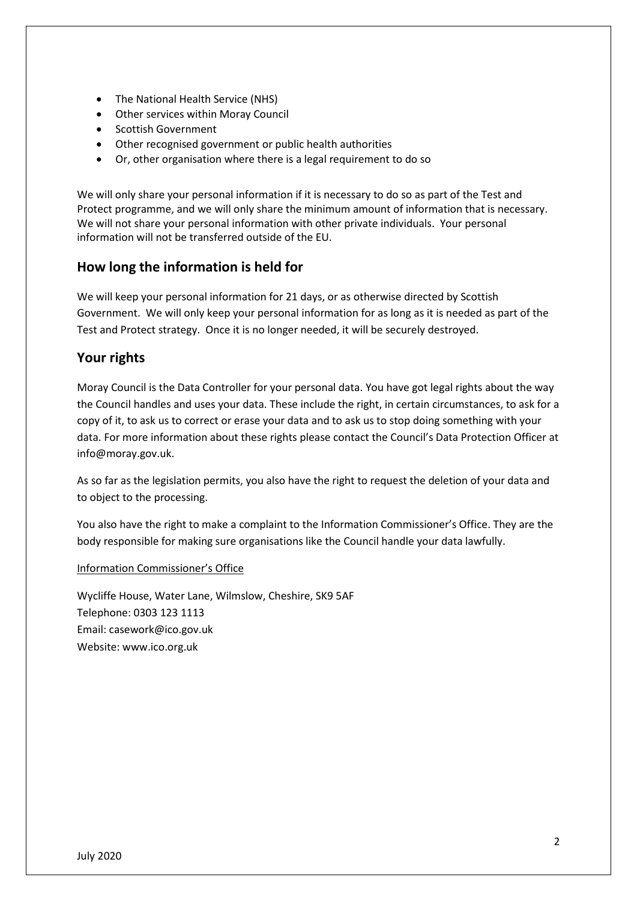- The National Health Service (NHS)
- Other services within Moray Council
- Scottish Government
- Other recognised government or public health authorities
- Or, other organisation where there is a legal requirement to do so

We will only share your personal information if it is necessary to do so as part of the Test and Protect programme, and we will only share the minimum amount of information that is necessary. We will not share your personal information with other private individuals. Your personal information will not be transferred outside of the EU.

## How long the information is held for

We will keep your personal information for 21 days, or as otherwise directed by Scottish Government. We will only keep your personal information for as long as it is needed as part of the Test and Protect strategy. Once it is no longer needed, it will be securely destroyed.

## Your rights

Moray Council is the Data Controller for your personal data. You have got legal rights about the way the Council handles and uses your data. These include the right, in certain circumstances, to ask for a copy of it, to ask us to correct or erase your data and to ask us to stop doing something with your data. For more information about these rights please contact the Council's Data Protection Officer at info@moray.gov.uk.

As so far as the legislation permits, you also have the right to request the deletion of your data and to object to the processing.

You also have the right to make a complaint to the Information Commissioner's Office. They are the body responsible for making sure organisations like the Council handle your data lawfully.

Information Commissioner's Office

Wycliffe House, Water Lane, Wilmslow, Cheshire, SK9 5AF
Telephone: 0303 123 1113
Email: casework@ico.gov.uk
Website: www.ico.org.uk

July 2020